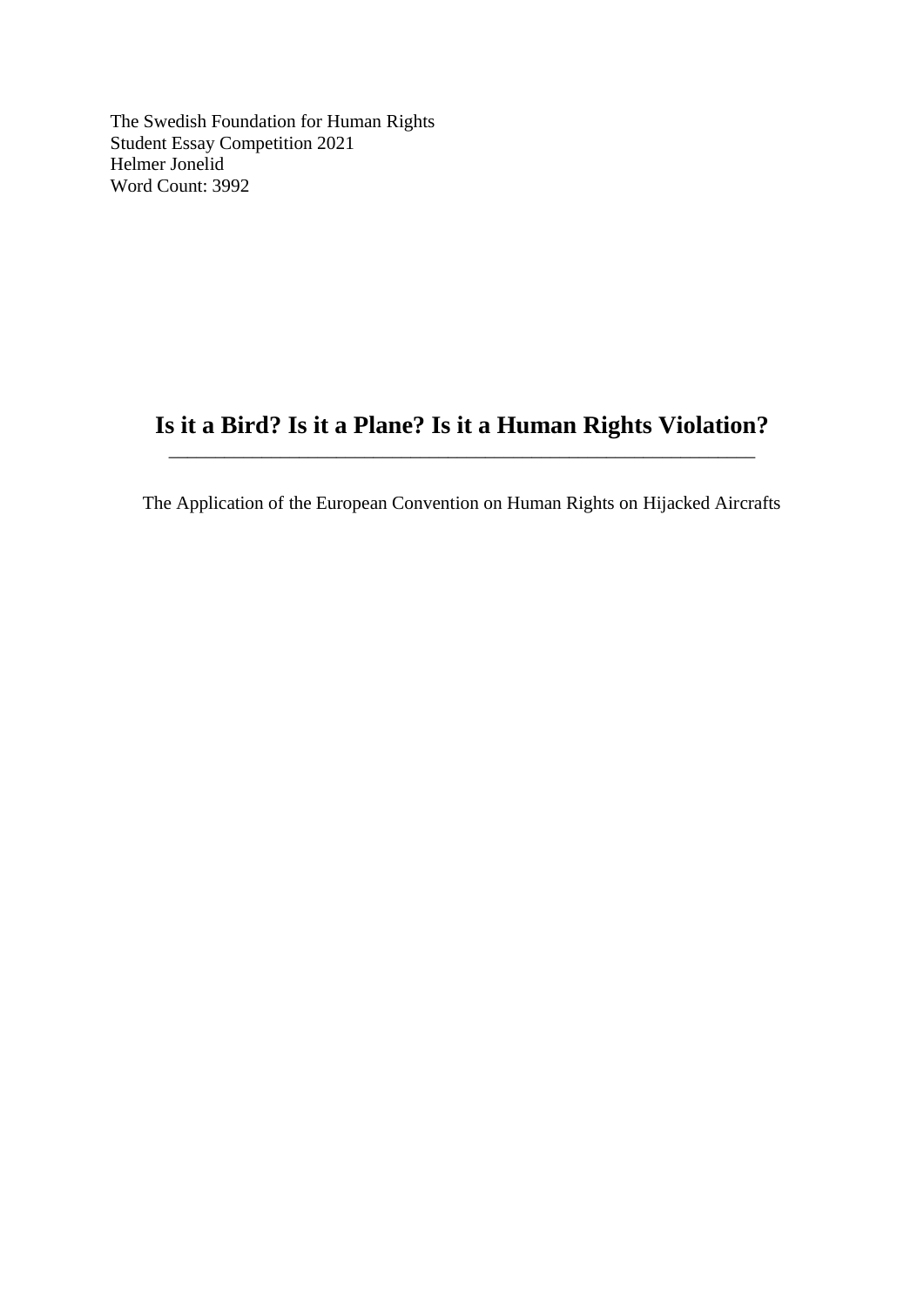The Swedish Foundation for Human Rights
Student Essay Competition 2021
Helmer Jonelid
Word Count: 3992

# Is it a Bird? Is it a Plane? Is it a Human Rights Violation?

---

The Application of the European Convention on Human Rights on Hijacked Aircrafts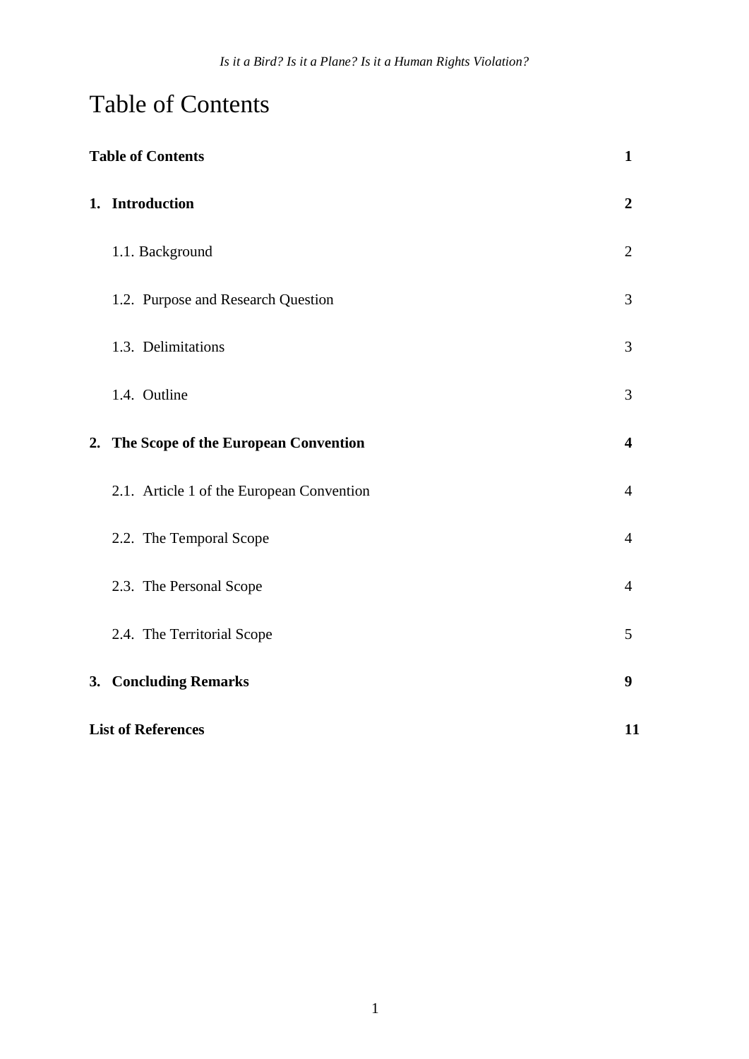# Table of Contents

| | |
|---|---|
| **Table of Contents** | **1** |
| **1. Introduction** | **2** |
| 1.1. Background | 2 |
| 1.2. Purpose and Research Question | 3 |
| 1.3. Delimitations | 3 |
| 1.4. Outline | 3 |
| **2. The Scope of the European Convention** | **4** |
| 2.1. Article 1 of the European Convention | 4 |
| 2.2. The Temporal Scope | 4 |
| 2.3. The Personal Scope | 4 |
| 2.4. The Territorial Scope | 5 |
| **3. Concluding Remarks** | **9** |
| **List of References** | **11** |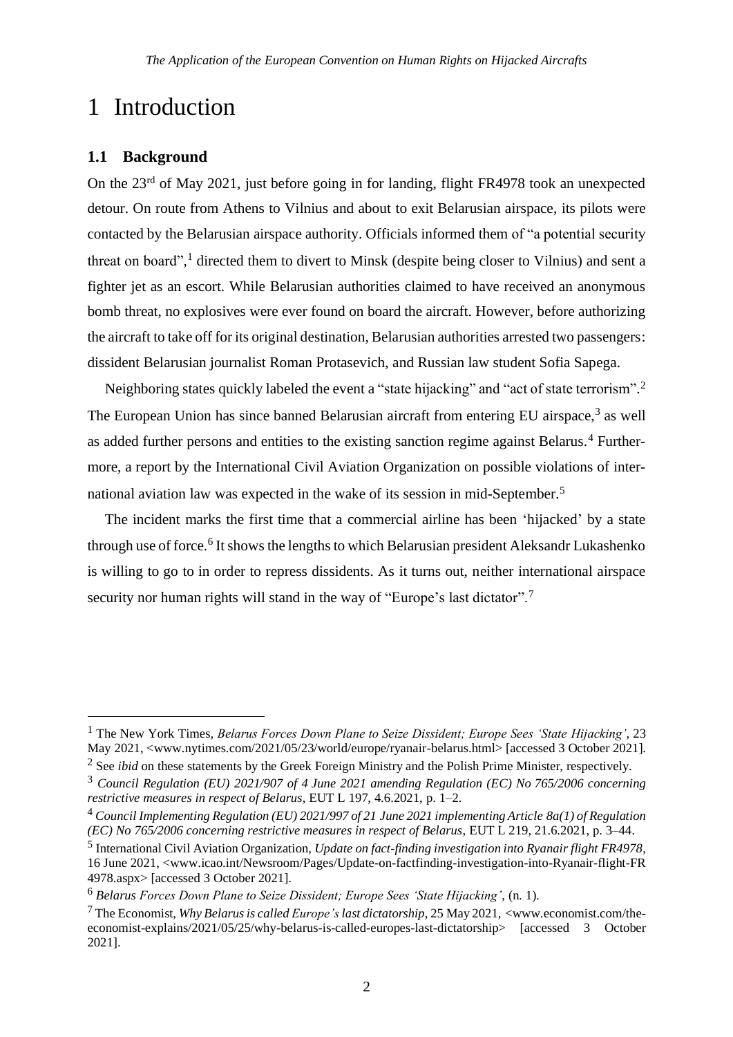# 1 Introduction

## 1.1 Background

On the 23rd of May 2021, just before going in for landing, flight FR4978 took an unexpected detour. On route from Athens to Vilnius and about to exit Belarusian airspace, its pilots were contacted by the Belarusian airspace authority. Officials informed them of "a potential security threat on board",[1] directed them to divert to Minsk (despite being closer to Vilnius) and sent a fighter jet as an escort. While Belarusian authorities claimed to have received an anonymous bomb threat, no explosives were ever found on board the aircraft. However, before authorizing the aircraft to take off for its original destination, Belarusian authorities arrested two passengers: dissident Belarusian journalist Roman Protasevich, and Russian law student Sofia Sapega.

Neighboring states quickly labeled the event a "state hijacking" and "act of state terrorism".[2] The European Union has since banned Belarusian aircraft from entering EU airspace,[3] as well as added further persons and entities to the existing sanction regime against Belarus.[4] Furthermore, a report by the International Civil Aviation Organization on possible violations of international aviation law was expected in the wake of its session in mid-September.[5]

The incident marks the first time that a commercial airline has been 'hijacked' by a state through use of force.[6] It shows the lengths to which Belarusian president Aleksandr Lukashenko is willing to go to in order to repress dissidents. As it turns out, neither international airspace security nor human rights will stand in the way of "Europe's last dictator".[7]

---

[1] The New York Times, *Belarus Forces Down Plane to Seize Dissident; Europe Sees 'State Hijacking'*, 23 May 2021, <www.nytimes.com/2021/05/23/world/europe/ryanair-belarus.html> [accessed 3 October 2021].

[2] See *ibid* on these statements by the Greek Foreign Ministry and the Polish Prime Minister, respectively.

[3] *Council Regulation (EU) 2021/907 of 4 June 2021 amending Regulation (EC) No 765/2006 concerning restrictive measures in respect of Belarus*, EUT L 197, 4.6.2021, p. 1–2.

[4] *Council Implementing Regulation (EU) 2021/997 of 21 June 2021 implementing Article 8a(1) of Regulation (EC) No 765/2006 concerning restrictive measures in respect of Belarus*, EUT L 219, 21.6.2021, p. 3–44.

[5] International Civil Aviation Organization, *Update on fact-finding investigation into Ryanair flight FR4978*, 16 June 2021, <www.icao.int/Newsroom/Pages/Update-on-factfinding-investigation-into-Ryanair-flight-FR 4978.aspx> [accessed 3 October 2021].

[6] *Belarus Forces Down Plane to Seize Dissident; Europe Sees 'State Hijacking'*, (n. 1).

[7] The Economist, *Why Belarus is called Europe's last dictatorship*, 25 May 2021, <www.economist.com/the-economist-explains/2021/05/25/why-belarus-is-called-europes-last-dictatorship> [accessed 3 October 2021].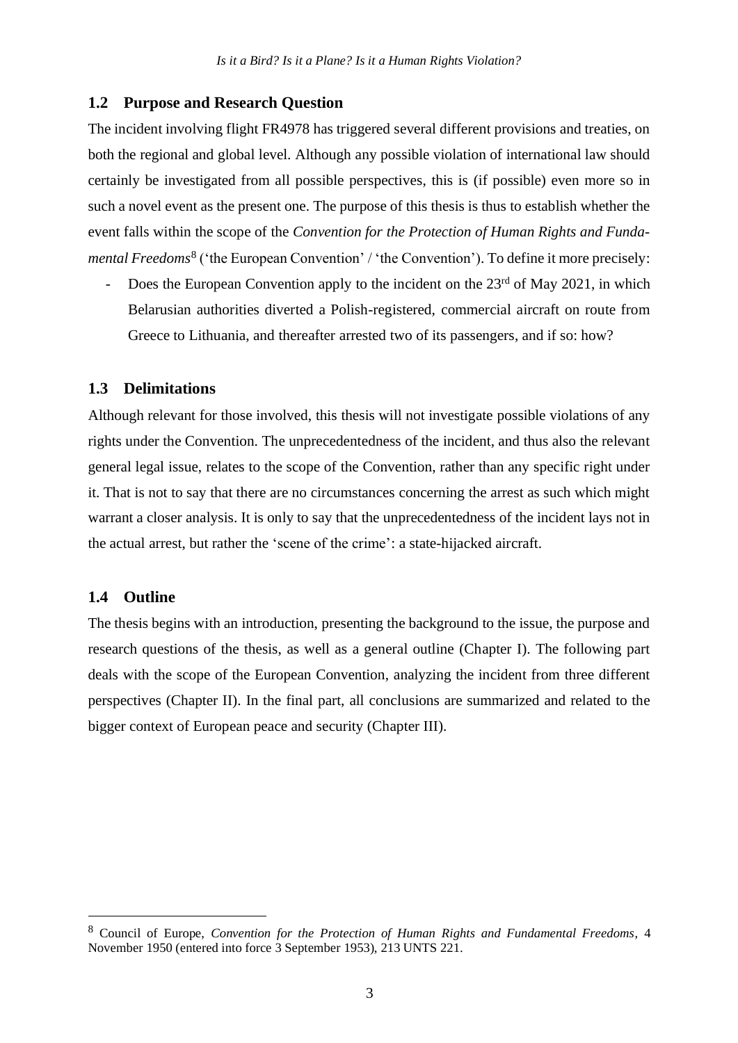## 1.2 Purpose and Research Question

The incident involving flight FR4978 has triggered several different provisions and treaties, on both the regional and global level. Although any possible violation of international law should certainly be investigated from all possible perspectives, this is (if possible) even more so in such a novel event as the present one. The purpose of this thesis is thus to establish whether the event falls within the scope of the *Convention for the Protection of Human Rights and Fundamental Freedoms*[8] ('the European Convention' / 'the Convention'). To define it more precisely:

- Does the European Convention apply to the incident on the 23rd of May 2021, in which Belarusian authorities diverted a Polish-registered, commercial aircraft on route from Greece to Lithuania, and thereafter arrested two of its passengers, and if so: how?

## 1.3 Delimitations

Although relevant for those involved, this thesis will not investigate possible violations of any rights under the Convention. The unprecedentedness of the incident, and thus also the relevant general legal issue, relates to the scope of the Convention, rather than any specific right under it. That is not to say that there are no circumstances concerning the arrest as such which might warrant a closer analysis. It is only to say that the unprecedentedness of the incident lays not in the actual arrest, but rather the 'scene of the crime': a state-hijacked aircraft.

## 1.4 Outline

The thesis begins with an introduction, presenting the background to the issue, the purpose and research questions of the thesis, as well as a general outline (Chapter I). The following part deals with the scope of the European Convention, analyzing the incident from three different perspectives (Chapter II). In the final part, all conclusions are summarized and related to the bigger context of European peace and security (Chapter III).

---

[8] Council of Europe, *Convention for the Protection of Human Rights and Fundamental Freedoms*, 4 November 1950 (entered into force 3 September 1953), 213 UNTS 221.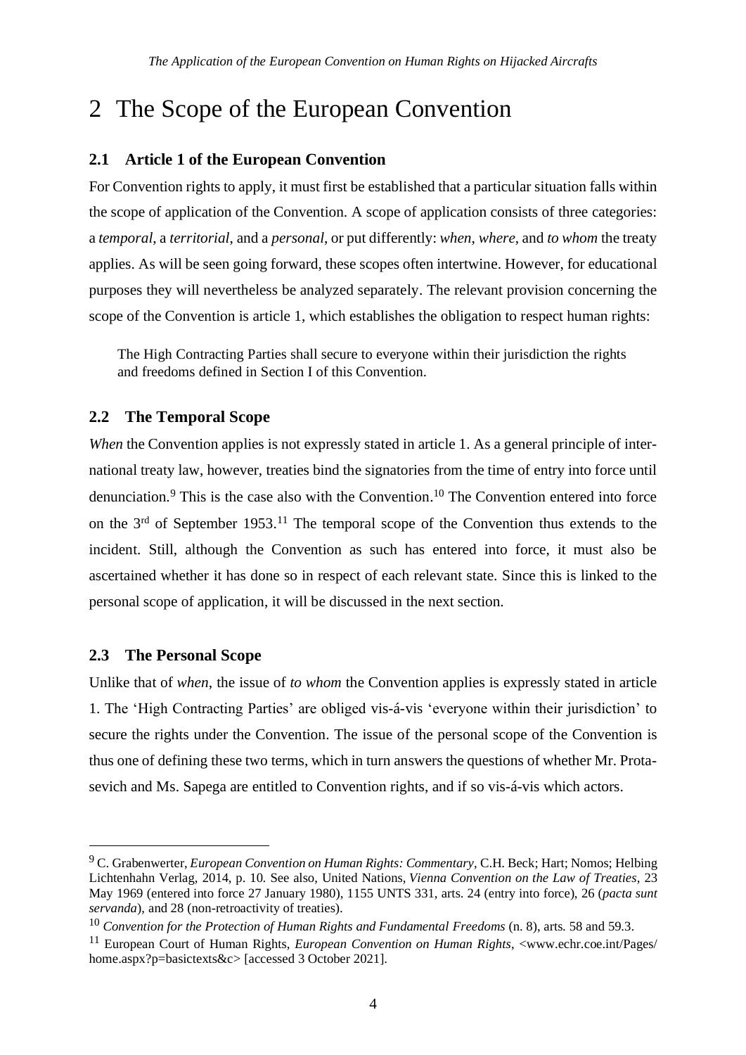# 2 The Scope of the European Convention

## 2.1 Article 1 of the European Convention

For Convention rights to apply, it must first be established that a particular situation falls within the scope of application of the Convention. A scope of application consists of three categories: a *temporal*, a *territorial*, and a *personal*, or put differently: *when*, *where*, and *to whom* the treaty applies. As will be seen going forward, these scopes often intertwine. However, for educational purposes they will nevertheless be analyzed separately. The relevant provision concerning the scope of the Convention is article 1, which establishes the obligation to respect human rights:

> The High Contracting Parties shall secure to everyone within their jurisdiction the rights and freedoms defined in Section I of this Convention.

## 2.2 The Temporal Scope

*When* the Convention applies is not expressly stated in article 1. As a general principle of international treaty law, however, treaties bind the signatories from the time of entry into force until denunciation.[9] This is the case also with the Convention.[10] The Convention entered into force on the 3rd of September 1953.[11] The temporal scope of the Convention thus extends to the incident. Still, although the Convention as such has entered into force, it must also be ascertained whether it has done so in respect of each relevant state. Since this is linked to the personal scope of application, it will be discussed in the next section.

## 2.3 The Personal Scope

Unlike that of *when*, the issue of *to whom* the Convention applies is expressly stated in article 1. The 'High Contracting Parties' are obliged vis-á-vis 'everyone within their jurisdiction' to secure the rights under the Convention. The issue of the personal scope of the Convention is thus one of defining these two terms, which in turn answers the questions of whether Mr. Protasevich and Ms. Sapega are entitled to Convention rights, and if so vis-á-vis which actors.

---

[9] C. Grabenwerter, *European Convention on Human Rights: Commentary*, C.H. Beck; Hart; Nomos; Helbing Lichtenhahn Verlag, 2014, p. 10. See also, United Nations, *Vienna Convention on the Law of Treaties*, 23 May 1969 (entered into force 27 January 1980), 1155 UNTS 331, arts. 24 (entry into force), 26 (*pacta sunt servanda*), and 28 (non-retroactivity of treaties).

[10] *Convention for the Protection of Human Rights and Fundamental Freedoms* (n. 8), arts. 58 and 59.3.

[11] European Court of Human Rights, *European Convention on Human Rights*, <www.echr.coe.int/Pages/home.aspx?p=basictexts&c> [accessed 3 October 2021].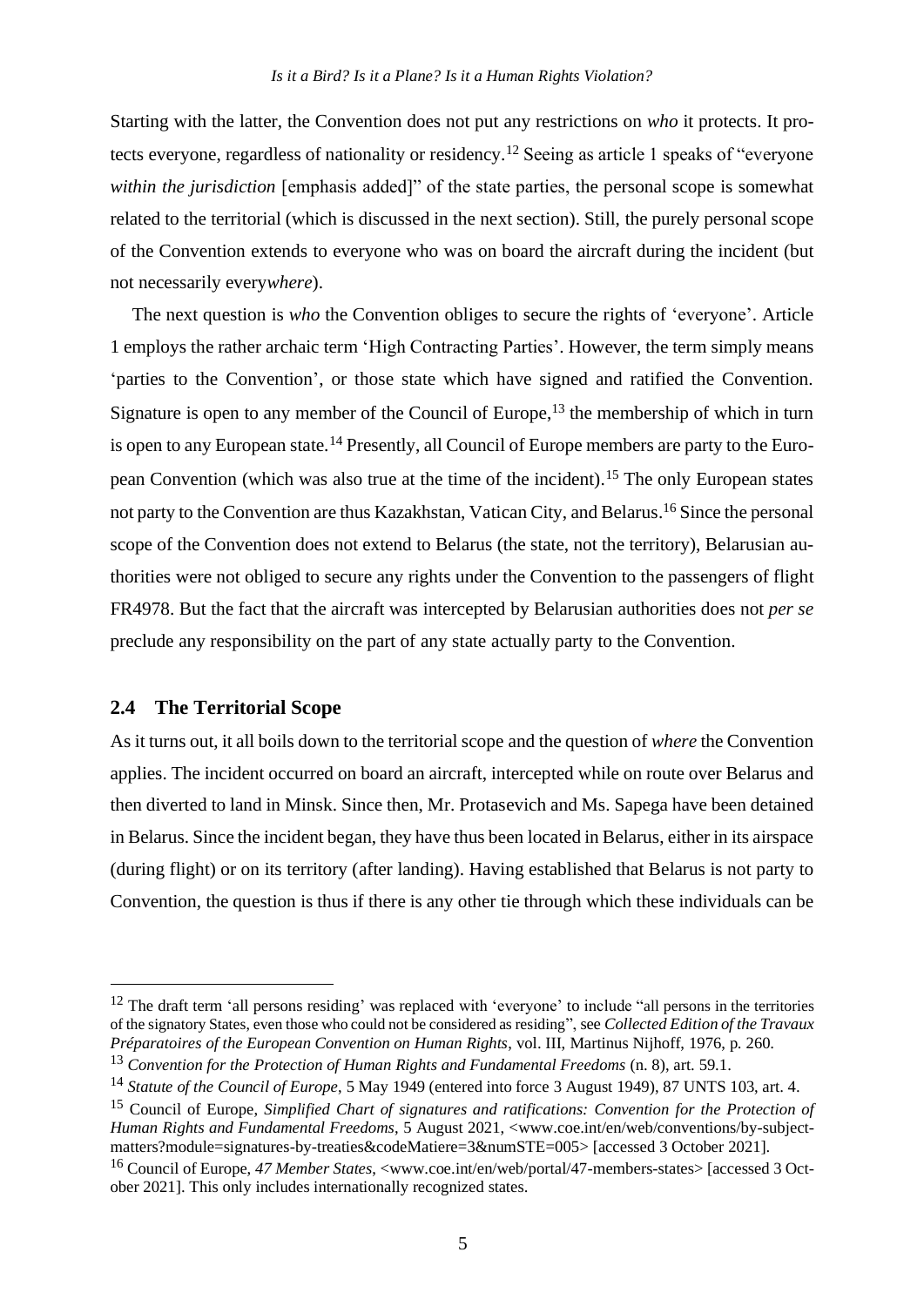Starting with the latter, the Convention does not put any restrictions on *who* it protects. It protects everyone, regardless of nationality or residency.[12] Seeing as article 1 speaks of "everyone *within the jurisdiction* [emphasis added]" of the state parties, the personal scope is somewhat related to the territorial (which is discussed in the next section). Still, the purely personal scope of the Convention extends to everyone who was on board the aircraft during the incident (but not necessarily every*where*).

The next question is *who* the Convention obliges to secure the rights of 'everyone'. Article 1 employs the rather archaic term 'High Contracting Parties'. However, the term simply means 'parties to the Convention', or those state which have signed and ratified the Convention. Signature is open to any member of the Council of Europe,[13] the membership of which in turn is open to any European state.[14] Presently, all Council of Europe members are party to the European Convention (which was also true at the time of the incident).[15] The only European states not party to the Convention are thus Kazakhstan, Vatican City, and Belarus.[16] Since the personal scope of the Convention does not extend to Belarus (the state, not the territory), Belarusian authorities were not obliged to secure any rights under the Convention to the passengers of flight FR4978. But the fact that the aircraft was intercepted by Belarusian authorities does not *per se* preclude any responsibility on the part of any state actually party to the Convention.

## 2.4 The Territorial Scope

As it turns out, it all boils down to the territorial scope and the question of *where* the Convention applies. The incident occurred on board an aircraft, intercepted while on route over Belarus and then diverted to land in Minsk. Since then, Mr. Protasevich and Ms. Sapega have been detained in Belarus. Since the incident began, they have thus been located in Belarus, either in its airspace (during flight) or on its territory (after landing). Having established that Belarus is not party to Convention, the question is thus if there is any other tie through which these individuals can be

---

[12] The draft term 'all persons residing' was replaced with 'everyone' to include "all persons in the territories of the signatory States, even those who could not be considered as residing", see *Collected Edition of the Travaux Préparatoires of the European Convention on Human Rights*, vol. III, Martinus Nijhoff, 1976, p. 260.

[13] *Convention for the Protection of Human Rights and Fundamental Freedoms* (n. 8), art. 59.1.

[14] *Statute of the Council of Europe*, 5 May 1949 (entered into force 3 August 1949), 87 UNTS 103, art. 4.

[15] Council of Europe, *Simplified Chart of signatures and ratifications: Convention for the Protection of Human Rights and Fundamental Freedoms*, 5 August 2021, <www.coe.int/en/web/conventions/by-subject-matters?module=signatures-by-treaties&codeMatiere=3&numSTE=005> [accessed 3 October 2021].

[16] Council of Europe, *47 Member States*, <www.coe.int/en/web/portal/47-members-states> [accessed 3 October 2021]. This only includes internationally recognized states.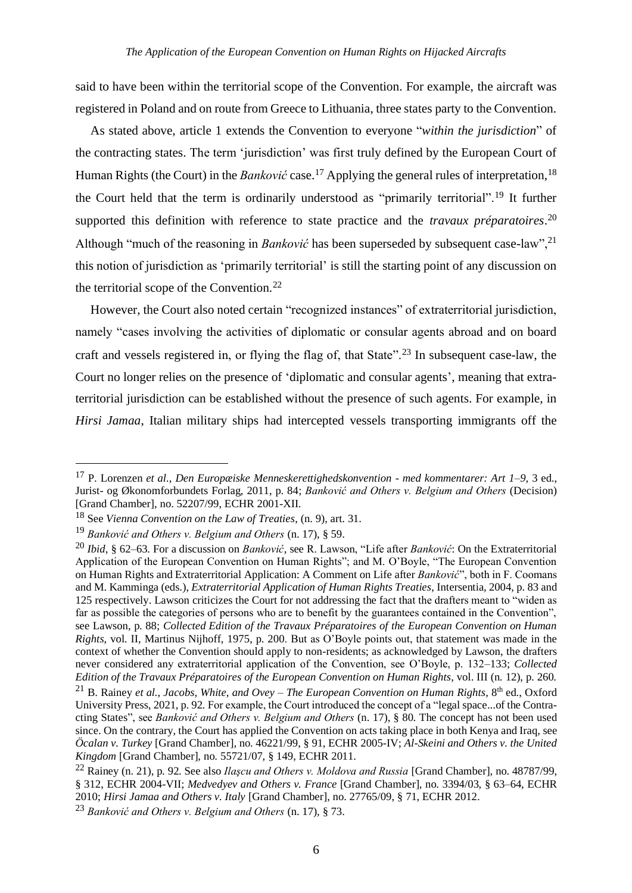said to have been within the territorial scope of the Convention. For example, the aircraft was registered in Poland and on route from Greece to Lithuania, three states party to the Convention.

As stated above, article 1 extends the Convention to everyone "*within the jurisdiction*" of the contracting states. The term 'jurisdiction' was first truly defined by the European Court of Human Rights (the Court) in the *Banković* case.[17] Applying the general rules of interpretation,[18] the Court held that the term is ordinarily understood as "primarily territorial".[19] It further supported this definition with reference to state practice and the *travaux préparatoires*.[20] Although "much of the reasoning in *Banković* has been superseded by subsequent case-law",[21] this notion of jurisdiction as 'primarily territorial' is still the starting point of any discussion on the territorial scope of the Convention.[22]

However, the Court also noted certain "recognized instances" of extraterritorial jurisdiction, namely "cases involving the activities of diplomatic or consular agents abroad and on board craft and vessels registered in, or flying the flag of, that State".[23] In subsequent case-law, the Court no longer relies on the presence of 'diplomatic and consular agents', meaning that extraterritorial jurisdiction can be established without the presence of such agents. For example, in *Hirsi Jamaa*, Italian military ships had intercepted vessels transporting immigrants off the

---

[17] P. Lorenzen *et al.*, *Den Europæiske Menneskerettighedskonvention - med kommentarer: Art 1–9*, 3 ed., Jurist- og Økonomforbundets Forlag, 2011, p. 84; *Banković and Others v. Belgium and Others* (Decision) [Grand Chamber], no. 52207/99, ECHR 2001-XII.

[18] See *Vienna Convention on the Law of Treaties*, (n. 9), art. 31.

[19] *Banković and Others v. Belgium and Others* (n. 17), § 59.

[20] *Ibid*, § 62–63. For a discussion on *Banković*, see R. Lawson, "Life after *Banković*: On the Extraterritorial Application of the European Convention on Human Rights"; and M. O'Boyle, "The European Convention on Human Rights and Extraterritorial Application: A Comment on Life after *Banković*", both in F. Coomans and M. Kamminga (eds.), *Extraterritorial Application of Human Rights Treaties*, Intersentia, 2004, p. 83 and 125 respectively. Lawson criticizes the Court for not addressing the fact that the drafters meant to "widen as far as possible the categories of persons who are to benefit by the guarantees contained in the Convention", see Lawson, p. 88; *Collected Edition of the Travaux Préparatoires of the European Convention on Human Rights*, vol. II, Martinus Nijhoff, 1975, p. 200. But as O'Boyle points out, that statement was made in the context of whether the Convention should apply to non-residents; as acknowledged by Lawson, the drafters never considered any extraterritorial application of the Convention, see O'Boyle, p. 132–133; *Collected Edition of the Travaux Préparatoires of the European Convention on Human Rights*, vol. III (n. 12), p. 260.

[21] B. Rainey *et al.*, *Jacobs, White, and Ovey – The European Convention on Human Rights*, 8th ed., Oxford University Press, 2021, p. 92. For example, the Court introduced the concept of a "legal space...of the Contracting States", see *Banković and Others v. Belgium and Others* (n. 17), § 80. The concept has not been used since. On the contrary, the Court has applied the Convention on acts taking place in both Kenya and Iraq, see *Öcalan v. Turkey* [Grand Chamber], no. 46221/99, § 91, ECHR 2005-IV; *Al-Skeini and Others v. the United Kingdom* [Grand Chamber], no. 55721/07, § 149, ECHR 2011.

[22] Rainey (n. 21), p. 92. See also *Ilaşcu and Others v. Moldova and Russia* [Grand Chamber], no. 48787/99, § 312, ECHR 2004-VII; *Medvedyev and Others v. France* [Grand Chamber], no. 3394/03, § 63–64, ECHR 2010; *Hirsi Jamaa and Others v. Italy* [Grand Chamber], no. 27765/09, § 71, ECHR 2012.

[23] *Banković and Others v. Belgium and Others* (n. 17), § 73.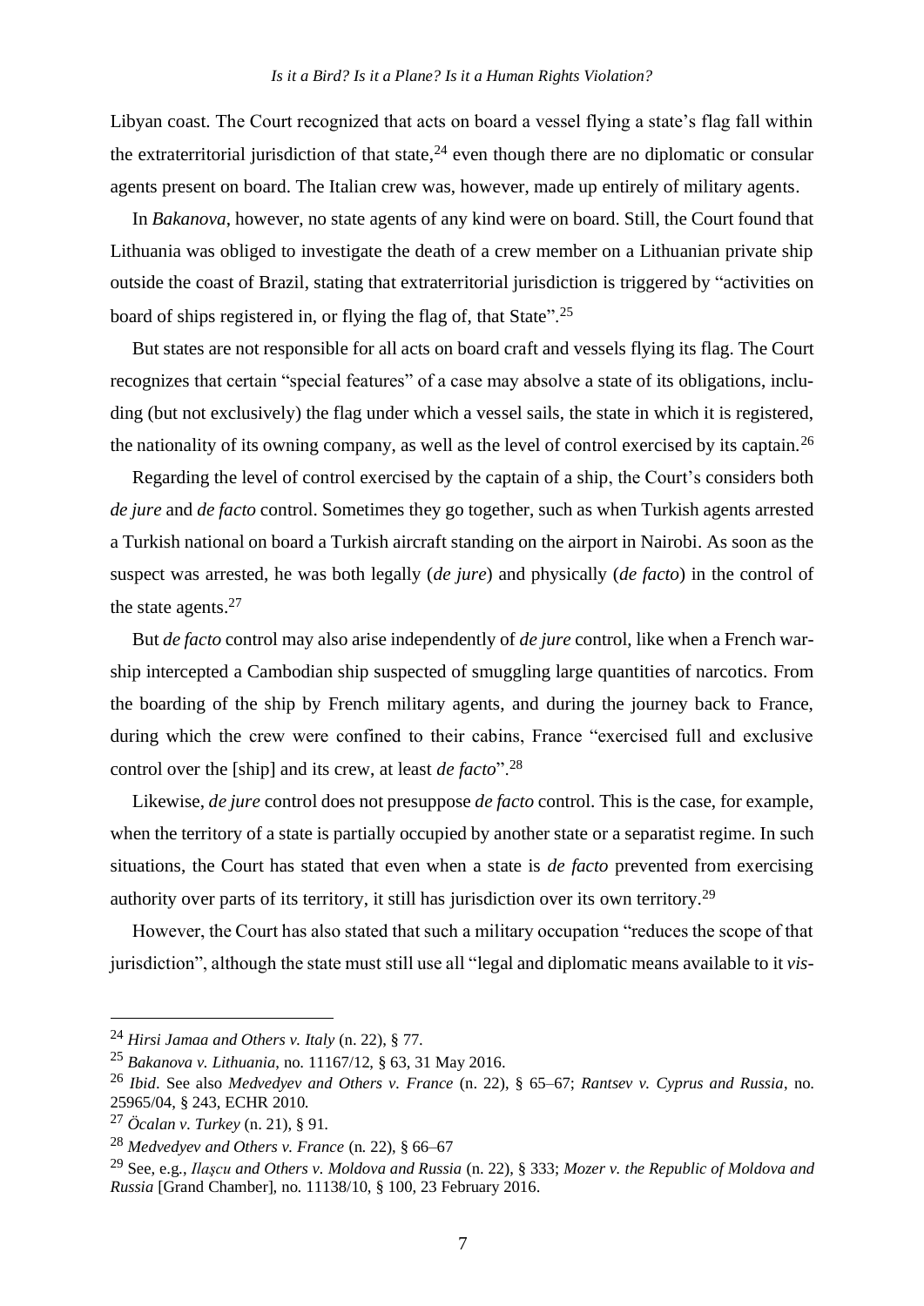Libyan coast. The Court recognized that acts on board a vessel flying a state's flag fall within the extraterritorial jurisdiction of that state,[24] even though there are no diplomatic or consular agents present on board. The Italian crew was, however, made up entirely of military agents.

In *Bakanova*, however, no state agents of any kind were on board. Still, the Court found that Lithuania was obliged to investigate the death of a crew member on a Lithuanian private ship outside the coast of Brazil, stating that extraterritorial jurisdiction is triggered by "activities on board of ships registered in, or flying the flag of, that State".[25]

But states are not responsible for all acts on board craft and vessels flying its flag. The Court recognizes that certain "special features" of a case may absolve a state of its obligations, including (but not exclusively) the flag under which a vessel sails, the state in which it is registered, the nationality of its owning company, as well as the level of control exercised by its captain.[26]

Regarding the level of control exercised by the captain of a ship, the Court's considers both *de jure* and *de facto* control. Sometimes they go together, such as when Turkish agents arrested a Turkish national on board a Turkish aircraft standing on the airport in Nairobi. As soon as the suspect was arrested, he was both legally (*de jure*) and physically (*de facto*) in the control of the state agents.[27]

But *de facto* control may also arise independently of *de jure* control, like when a French warship intercepted a Cambodian ship suspected of smuggling large quantities of narcotics. From the boarding of the ship by French military agents, and during the journey back to France, during which the crew were confined to their cabins, France "exercised full and exclusive control over the [ship] and its crew, at least *de facto*".[28]

Likewise, *de jure* control does not presuppose *de facto* control. This is the case, for example, when the territory of a state is partially occupied by another state or a separatist regime. In such situations, the Court has stated that even when a state is *de facto* prevented from exercising authority over parts of its territory, it still has jurisdiction over its own territory.[29]

However, the Court has also stated that such a military occupation "reduces the scope of that jurisdiction", although the state must still use all "legal and diplomatic means available to it *vis-*

---

[24] *Hirsi Jamaa and Others v. Italy* (n. 22), § 77.

[25] *Bakanova v. Lithuania*, no. 11167/12, § 63, 31 May 2016.

[26] *Ibid*. See also *Medvedyev and Others v. France* (n. 22), § 65–67; *Rantsev v. Cyprus and Russia*, no. 25965/04, § 243, ECHR 2010.

[27] *Öcalan v. Turkey* (n. 21), § 91.

[28] *Medvedyev and Others v. France* (n. 22), § 66–67

[29] See, e.g., *Ilaşcu and Others v. Moldova and Russia* (n. 22), § 333; *Mozer v. the Republic of Moldova and Russia* [Grand Chamber], no. 11138/10, § 100, 23 February 2016.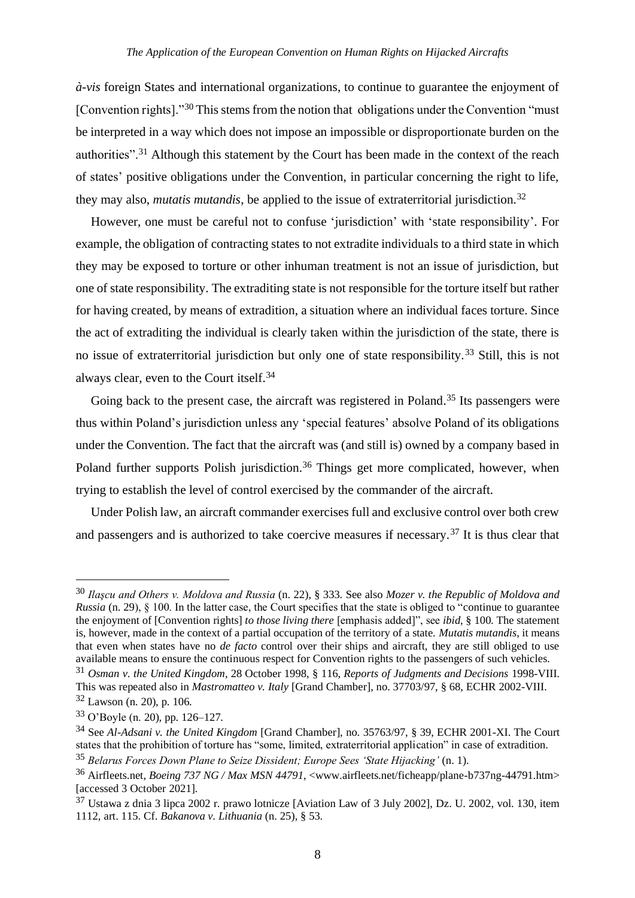*à-vis* foreign States and international organizations, to continue to guarantee the enjoyment of [Convention rights]."[30] This stems from the notion that obligations under the Convention "must be interpreted in a way which does not impose an impossible or disproportionate burden on the authorities".[31] Although this statement by the Court has been made in the context of the reach of states' positive obligations under the Convention, in particular concerning the right to life, they may also, *mutatis mutandis*, be applied to the issue of extraterritorial jurisdiction.[32]

However, one must be careful not to confuse 'jurisdiction' with 'state responsibility'. For example, the obligation of contracting states to not extradite individuals to a third state in which they may be exposed to torture or other inhuman treatment is not an issue of jurisdiction, but one of state responsibility. The extraditing state is not responsible for the torture itself but rather for having created, by means of extradition, a situation where an individual faces torture. Since the act of extraditing the individual is clearly taken within the jurisdiction of the state, there is no issue of extraterritorial jurisdiction but only one of state responsibility.[33] Still, this is not always clear, even to the Court itself.[34]

Going back to the present case, the aircraft was registered in Poland.[35] Its passengers were thus within Poland's jurisdiction unless any 'special features' absolve Poland of its obligations under the Convention. The fact that the aircraft was (and still is) owned by a company based in Poland further supports Polish jurisdiction.[36] Things get more complicated, however, when trying to establish the level of control exercised by the commander of the aircraft.

Under Polish law, an aircraft commander exercises full and exclusive control over both crew and passengers and is authorized to take coercive measures if necessary.[37] It is thus clear that

---

[30] *Ilaşcu and Others v. Moldova and Russia* (n. 22), § 333. See also *Mozer v. the Republic of Moldova and Russia* (n. 29), § 100. In the latter case, the Court specifies that the state is obliged to "continue to guarantee the enjoyment of [Convention rights] *to those living there* [emphasis added]", see *ibid*, § 100. The statement is, however, made in the context of a partial occupation of the territory of a state. *Mutatis mutandis*, it means that even when states have no *de facto* control over their ships and aircraft, they are still obliged to use available means to ensure the continuous respect for Convention rights to the passengers of such vehicles.

[31] *Osman v. the United Kingdom*, 28 October 1998, § 116, *Reports of Judgments and Decisions* 1998-VIII. This was repeated also in *Mastromatteo v. Italy* [Grand Chamber], no. 37703/97, § 68, ECHR 2002-VIII.

[32] Lawson (n. 20), p. 106.

[33] O'Boyle (n. 20), pp. 126–127.

[34] See *Al-Adsani v. the United Kingdom* [Grand Chamber], no. 35763/97, § 39, ECHR 2001-XI. The Court states that the prohibition of torture has "some, limited, extraterritorial application" in case of extradition.

[35] *Belarus Forces Down Plane to Seize Dissident; Europe Sees 'State Hijacking'* (n. 1).

[36] Airfleets.net, *Boeing 737 NG / Max MSN 44791*, <www.airfleets.net/ficheapp/plane-b737ng-44791.htm> [accessed 3 October 2021].

[37] Ustawa z dnia 3 lipca 2002 r. prawo lotnicze [Aviation Law of 3 July 2002], Dz. U. 2002, vol. 130, item 1112, art. 115. Cf. *Bakanova v. Lithuania* (n. 25), § 53.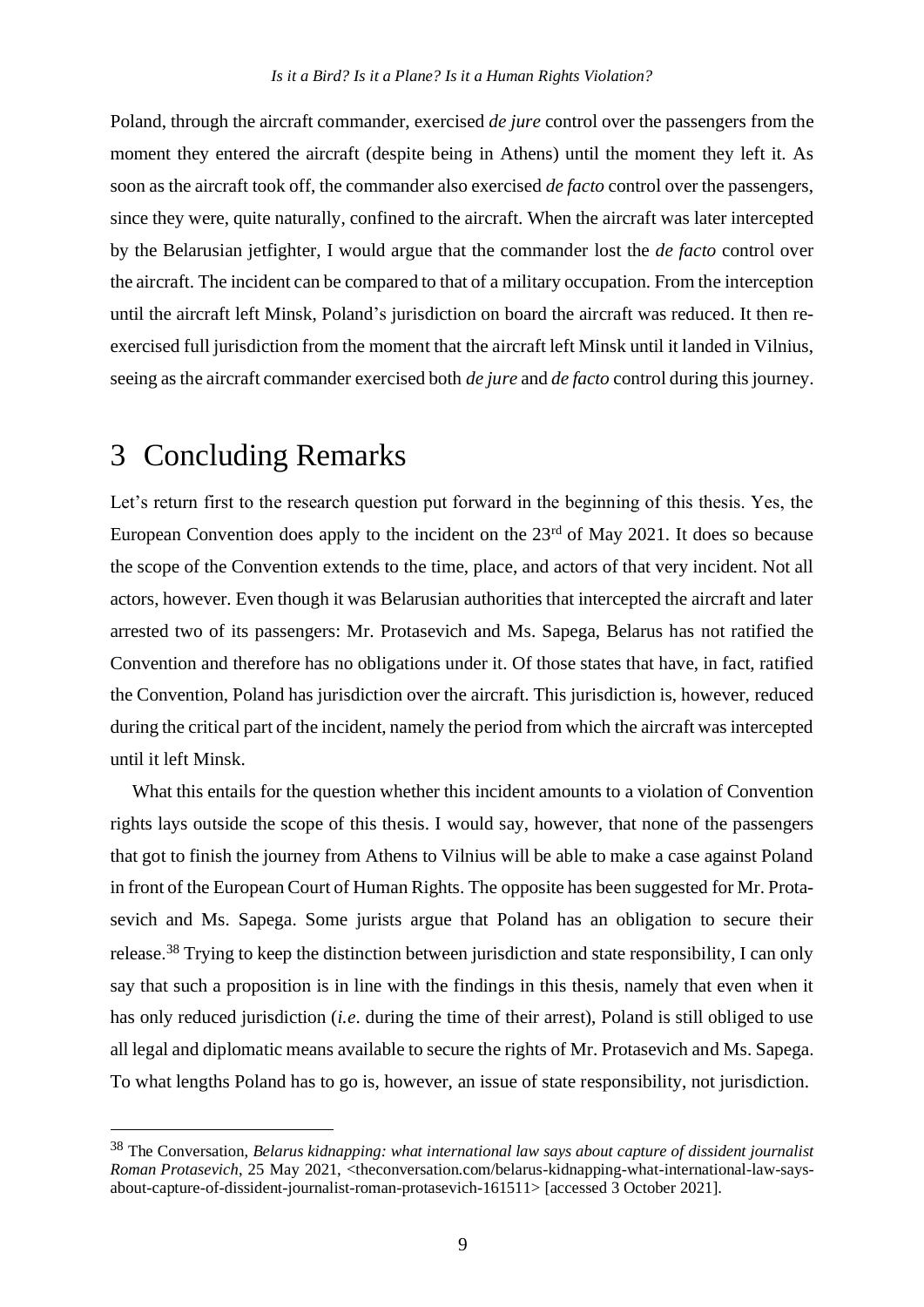Poland, through the aircraft commander, exercised *de jure* control over the passengers from the moment they entered the aircraft (despite being in Athens) until the moment they left it. As soon as the aircraft took off, the commander also exercised *de facto* control over the passengers, since they were, quite naturally, confined to the aircraft. When the aircraft was later intercepted by the Belarusian jetfighter, I would argue that the commander lost the *de facto* control over the aircraft. The incident can be compared to that of a military occupation. From the interception until the aircraft left Minsk, Poland's jurisdiction on board the aircraft was reduced. It then re-exercised full jurisdiction from the moment that the aircraft left Minsk until it landed in Vilnius, seeing as the aircraft commander exercised both *de jure* and *de facto* control during this journey.

# 3 Concluding Remarks

Let's return first to the research question put forward in the beginning of this thesis. Yes, the European Convention does apply to the incident on the 23rd of May 2021. It does so because the scope of the Convention extends to the time, place, and actors of that very incident. Not all actors, however. Even though it was Belarusian authorities that intercepted the aircraft and later arrested two of its passengers: Mr. Protasevich and Ms. Sapega, Belarus has not ratified the Convention and therefore has no obligations under it. Of those states that have, in fact, ratified the Convention, Poland has jurisdiction over the aircraft. This jurisdiction is, however, reduced during the critical part of the incident, namely the period from which the aircraft was intercepted until it left Minsk.

What this entails for the question whether this incident amounts to a violation of Convention rights lays outside the scope of this thesis. I would say, however, that none of the passengers that got to finish the journey from Athens to Vilnius will be able to make a case against Poland in front of the European Court of Human Rights. The opposite has been suggested for Mr. Protasevich and Ms. Sapega. Some jurists argue that Poland has an obligation to secure their release.[38] Trying to keep the distinction between jurisdiction and state responsibility, I can only say that such a proposition is in line with the findings in this thesis, namely that even when it has only reduced jurisdiction (*i.e.* during the time of their arrest), Poland is still obliged to use all legal and diplomatic means available to secure the rights of Mr. Protasevich and Ms. Sapega. To what lengths Poland has to go is, however, an issue of state responsibility, not jurisdiction.

---

[38] The Conversation, *Belarus kidnapping: what international law says about capture of dissident journalist Roman Protasevich*, 25 May 2021, <theconversation.com/belarus-kidnapping-what-international-law-says-about-capture-of-dissident-journalist-roman-protasevich-161511> [accessed 3 October 2021].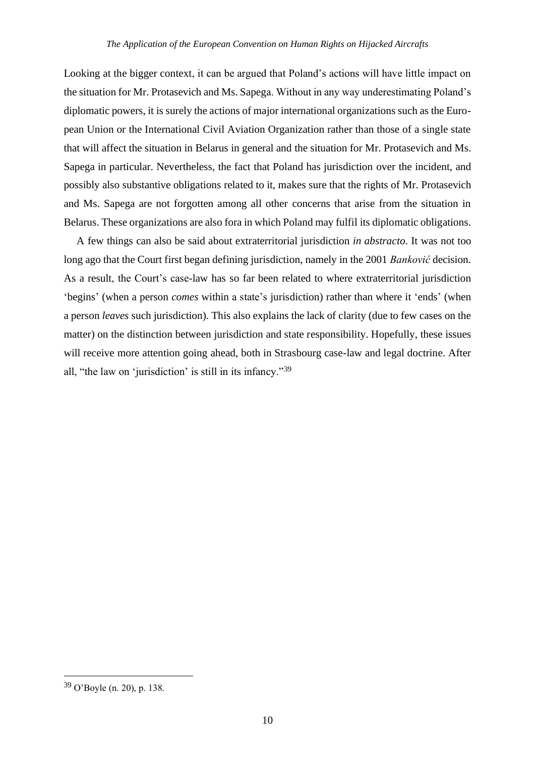Looking at the bigger context, it can be argued that Poland's actions will have little impact on the situation for Mr. Protasevich and Ms. Sapega. Without in any way underestimating Poland's diplomatic powers, it is surely the actions of major international organizations such as the European Union or the International Civil Aviation Organization rather than those of a single state that will affect the situation in Belarus in general and the situation for Mr. Protasevich and Ms. Sapega in particular. Nevertheless, the fact that Poland has jurisdiction over the incident, and possibly also substantive obligations related to it, makes sure that the rights of Mr. Protasevich and Ms. Sapega are not forgotten among all other concerns that arise from the situation in Belarus. These organizations are also fora in which Poland may fulfil its diplomatic obligations.

A few things can also be said about extraterritorial jurisdiction *in abstracto*. It was not too long ago that the Court first began defining jurisdiction, namely in the 2001 *Banković* decision. As a result, the Court's case-law has so far been related to where extraterritorial jurisdiction 'begins' (when a person *comes* within a state's jurisdiction) rather than where it 'ends' (when a person *leaves* such jurisdiction). This also explains the lack of clarity (due to few cases on the matter) on the distinction between jurisdiction and state responsibility. Hopefully, these issues will receive more attention going ahead, both in Strasbourg case-law and legal doctrine. After all, "the law on 'jurisdiction' is still in its infancy."[39]

---

[39] O'Boyle (n. 20), p. 138.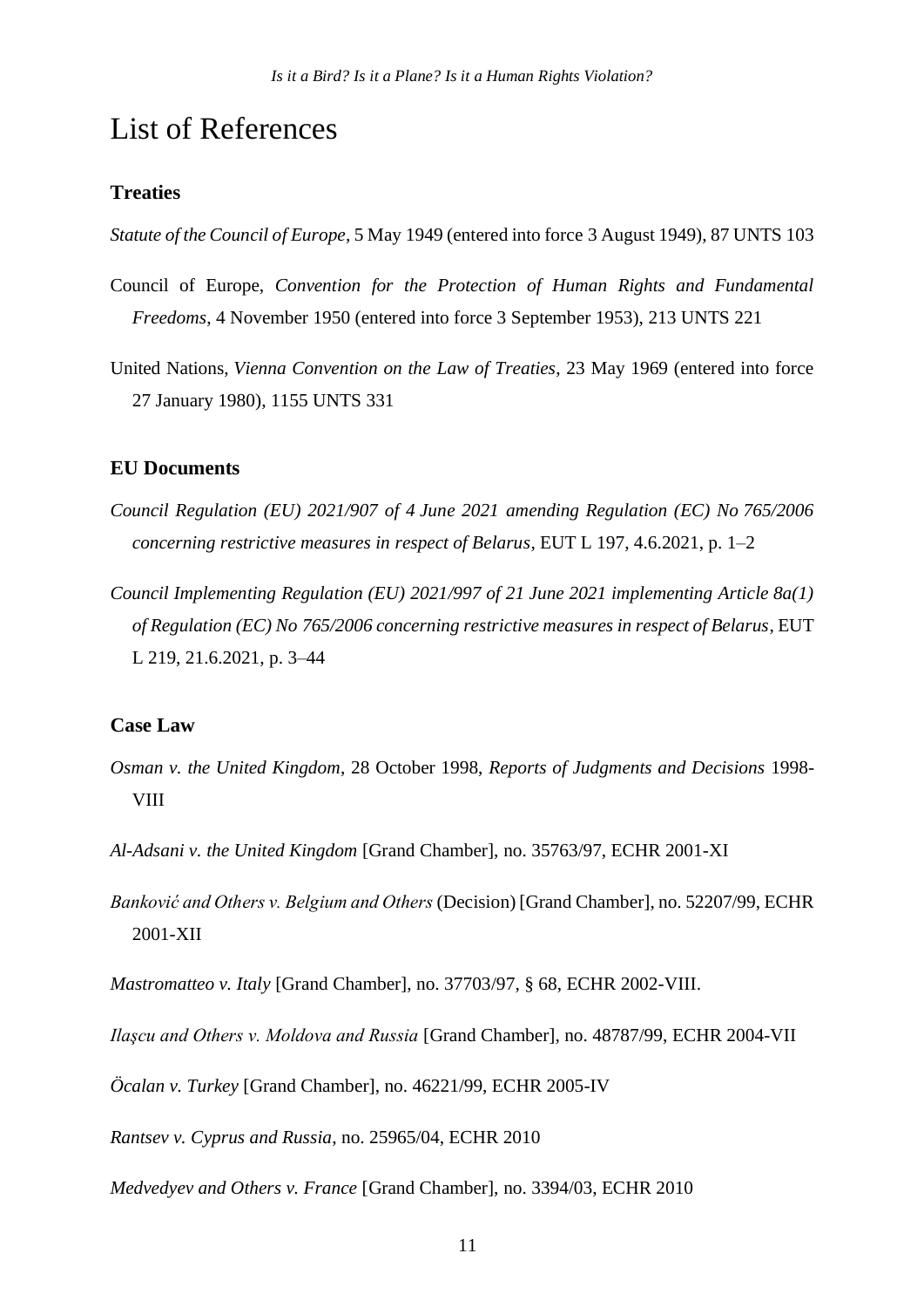# List of References

## Treaties

*Statute of the Council of Europe*, 5 May 1949 (entered into force 3 August 1949), 87 UNTS 103

Council of Europe, *Convention for the Protection of Human Rights and Fundamental Freedoms*, 4 November 1950 (entered into force 3 September 1953), 213 UNTS 221

United Nations, *Vienna Convention on the Law of Treaties*, 23 May 1969 (entered into force 27 January 1980), 1155 UNTS 331

## EU Documents

*Council Regulation (EU) 2021/907 of 4 June 2021 amending Regulation (EC) No 765/2006 concerning restrictive measures in respect of Belarus*, EUT L 197, 4.6.2021, p. 1–2

*Council Implementing Regulation (EU) 2021/997 of 21 June 2021 implementing Article 8a(1) of Regulation (EC) No 765/2006 concerning restrictive measures in respect of Belarus*, EUT L 219, 21.6.2021, p. 3–44

## Case Law

*Osman v. the United Kingdom*, 28 October 1998, *Reports of Judgments and Decisions* 1998-VIII

*Al-Adsani v. the United Kingdom* [Grand Chamber], no. 35763/97, ECHR 2001-XI

*Banković and Others v. Belgium and Others* (Decision) [Grand Chamber], no. 52207/99, ECHR 2001-XII

*Mastromatteo v. Italy* [Grand Chamber], no. 37703/97, § 68, ECHR 2002-VIII.

*Ilaşcu and Others v. Moldova and Russia* [Grand Chamber], no. 48787/99, ECHR 2004-VII

*Öcalan v. Turkey* [Grand Chamber], no. 46221/99, ECHR 2005-IV

*Rantsev v. Cyprus and Russia*, no. 25965/04, ECHR 2010

*Medvedyev and Others v. France* [Grand Chamber], no. 3394/03, ECHR 2010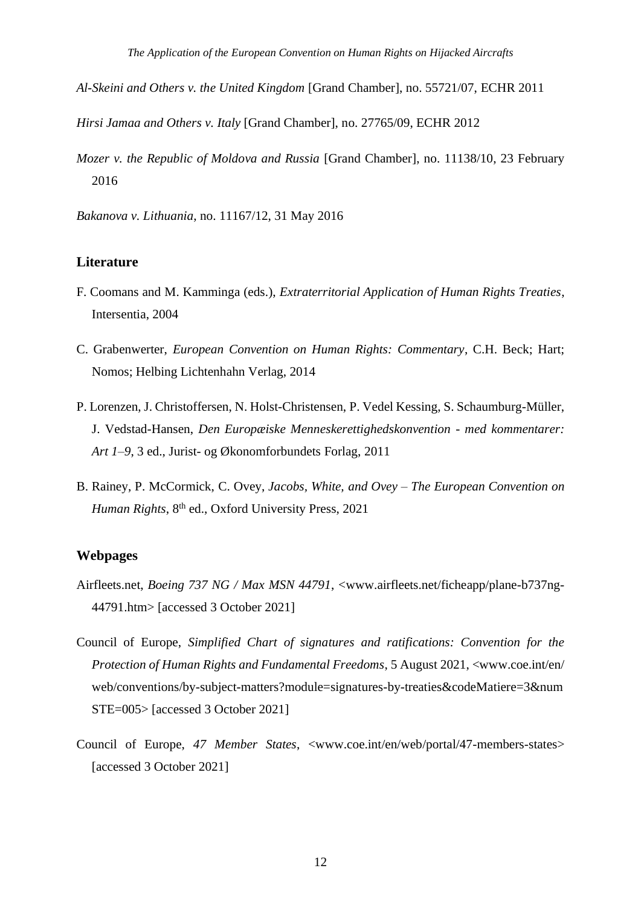*Al-Skeini and Others v. the United Kingdom* [Grand Chamber], no. 55721/07, ECHR 2011

*Hirsi Jamaa and Others v. Italy* [Grand Chamber], no. 27765/09, ECHR 2012

*Mozer v. the Republic of Moldova and Russia* [Grand Chamber], no. 11138/10, 23 February 2016

*Bakanova v. Lithuania*, no. 11167/12, 31 May 2016

## Literature

F. Coomans and M. Kamminga (eds.), *Extraterritorial Application of Human Rights Treaties*, Intersentia, 2004

C. Grabenwerter, *European Convention on Human Rights: Commentary*, C.H. Beck; Hart; Nomos; Helbing Lichtenhahn Verlag, 2014

P. Lorenzen, J. Christoffersen, N. Holst-Christensen, P. Vedel Kessing, S. Schaumburg-Müller, J. Vedstad-Hansen, *Den Europæiske Menneskerettighedskonvention - med kommentarer: Art 1–9*, 3 ed., Jurist- og Økonomforbundets Forlag, 2011

B. Rainey, P. McCormick, C. Ovey, *Jacobs, White, and Ovey – The European Convention on Human Rights*, 8th ed., Oxford University Press, 2021

## Webpages

Airfleets.net, *Boeing 737 NG / Max MSN 44791*, <www.airfleets.net/ficheapp/plane-b737ng-44791.htm> [accessed 3 October 2021]

Council of Europe, *Simplified Chart of signatures and ratifications: Convention for the Protection of Human Rights and Fundamental Freedoms*, 5 August 2021, <www.coe.int/en/web/conventions/by-subject-matters?module=signatures-by-treaties&codeMatiere=3&numSTE=005> [accessed 3 October 2021]

Council of Europe, *47 Member States*, <www.coe.int/en/web/portal/47-members-states> [accessed 3 October 2021]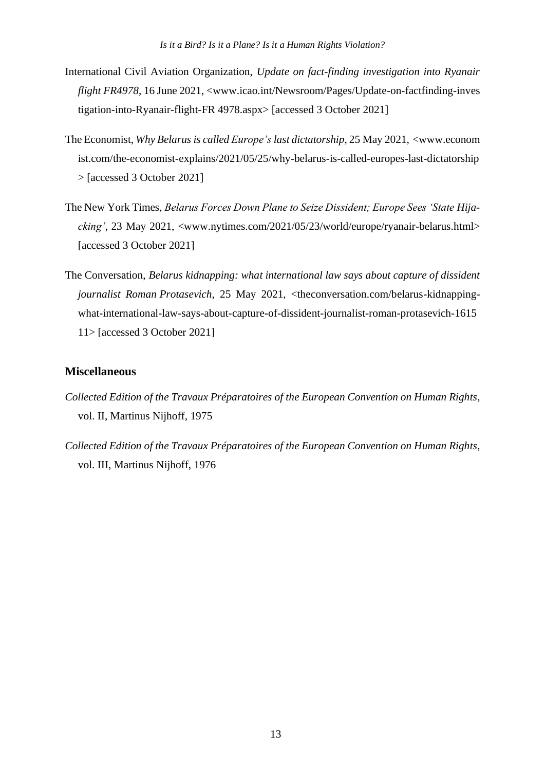International Civil Aviation Organization, *Update on fact-finding investigation into Ryanair flight FR4978*, 16 June 2021, <www.icao.int/Newsroom/Pages/Update-on-factfinding-investigation-into-Ryanair-flight-FR 4978.aspx> [accessed 3 October 2021]

The Economist, *Why Belarus is called Europe's last dictatorship*, 25 May 2021, <www.economist.com/the-economist-explains/2021/05/25/why-belarus-is-called-europes-last-dictatorship> [accessed 3 October 2021]

The New York Times, *Belarus Forces Down Plane to Seize Dissident; Europe Sees 'State Hijacking'*, 23 May 2021, <www.nytimes.com/2021/05/23/world/europe/ryanair-belarus.html> [accessed 3 October 2021]

The Conversation, *Belarus kidnapping: what international law says about capture of dissident journalist Roman Protasevich*, 25 May 2021, <theconversation.com/belarus-kidnapping-what-international-law-says-about-capture-of-dissident-journalist-roman-protasevich-161511> [accessed 3 October 2021]

## Miscellaneous

*Collected Edition of the Travaux Préparatoires of the European Convention on Human Rights*, vol. II, Martinus Nijhoff, 1975

*Collected Edition of the Travaux Préparatoires of the European Convention on Human Rights*, vol. III, Martinus Nijhoff, 1976